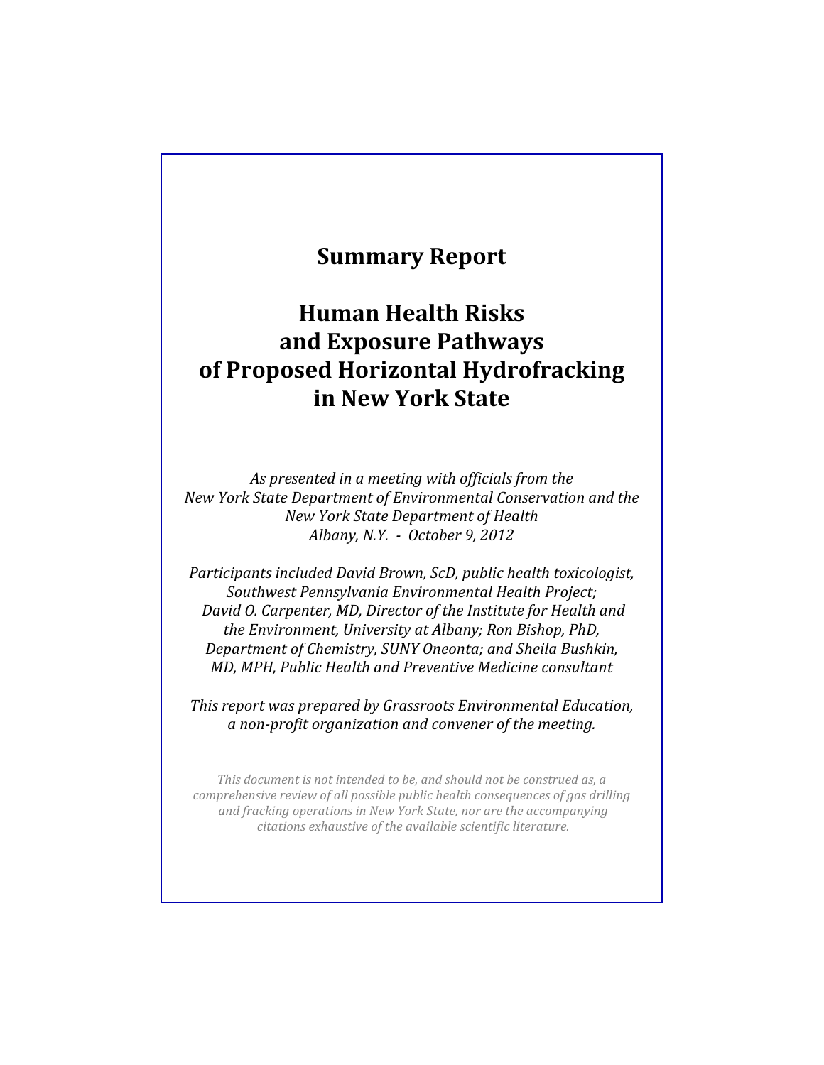# Summary Report

# Human Health Risks and Exposure Pathways of Proposed Horizontal Hydrofracking in New York State

*As presented in a meeting with officials from the New York State Department of Environmental Conservation and the New York State Department of Health*
*Albany, N.Y. - October 9, 2012*

*Participants included David Brown, ScD, public health toxicologist, Southwest Pennsylvania Environmental Health Project; David O. Carpenter, MD, Director of the Institute for Health and the Environment, University at Albany; Ron Bishop, PhD, Department of Chemistry, SUNY Oneonta; and Sheila Bushkin, MD, MPH, Public Health and Preventive Medicine consultant*

*This report was prepared by Grassroots Environmental Education, a non-profit organization and convener of the meeting.*

*This document is not intended to be, and should not be construed as, a comprehensive review of all possible public health consequences of gas drilling and fracking operations in New York State, nor are the accompanying citations exhaustive of the available scientific literature.*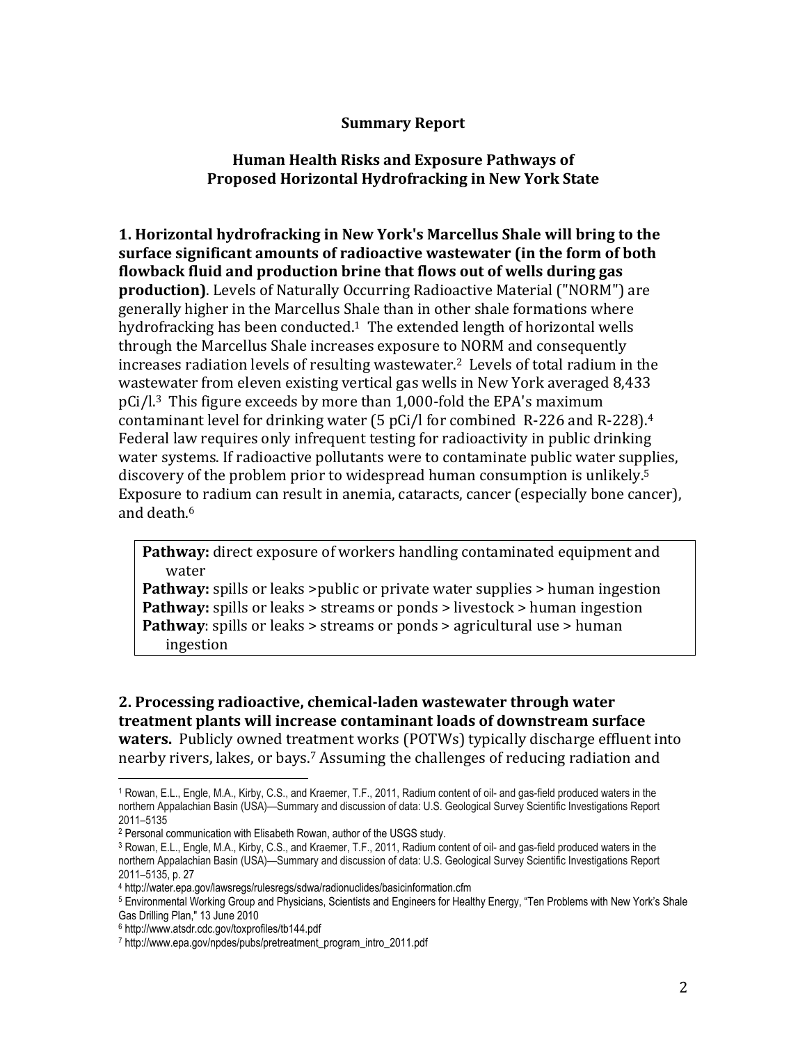**Summary Report**

**Human Health Risks and Exposure Pathways of Proposed Horizontal Hydrofracking in New York State**

**1. Horizontal hydrofracking in New York's Marcellus Shale will bring to the surface significant amounts of radioactive wastewater (in the form of both flowback fluid and production brine that flows out of wells during gas production)**. Levels of Naturally Occurring Radioactive Material ("NORM") are generally higher in the Marcellus Shale than in other shale formations where hydrofracking has been conducted.[1] The extended length of horizontal wells through the Marcellus Shale increases exposure to NORM and consequently increases radiation levels of resulting wastewater.[2] Levels of total radium in the wastewater from eleven existing vertical gas wells in New York averaged 8,433 pCi/l.[3] This figure exceeds by more than 1,000-fold the EPA's maximum contaminant level for drinking water (5 pCi/l for combined R-226 and R-228).[4] Federal law requires only infrequent testing for radioactivity in public drinking water systems. If radioactive pollutants were to contaminate public water supplies, discovery of the problem prior to widespread human consumption is unlikely.[5] Exposure to radium can result in anemia, cataracts, cancer (especially bone cancer), and death.[6]

**Pathway:** direct exposure of workers handling contaminated equipment and water
**Pathway:** spills or leaks >public or private water supplies > human ingestion
**Pathway:** spills or leaks > streams or ponds > livestock > human ingestion
**Pathway**: spills or leaks > streams or ponds > agricultural use > human ingestion

**2. Processing radioactive, chemical-laden wastewater through water treatment plants will increase contaminant loads of downstream surface waters.** Publicly owned treatment works (POTWs) typically discharge effluent into nearby rivers, lakes, or bays.[7] Assuming the challenges of reducing radiation and

---

[1] Rowan, E.L., Engle, M.A., Kirby, C.S., and Kraemer, T.F., 2011, Radium content of oil- and gas-field produced waters in the northern Appalachian Basin (USA)—Summary and discussion of data: U.S. Geological Survey Scientific Investigations Report 2011–5135

[2] Personal communication with Elisabeth Rowan, author of the USGS study.

[3] Rowan, E.L., Engle, M.A., Kirby, C.S., and Kraemer, T.F., 2011, Radium content of oil- and gas-field produced waters in the northern Appalachian Basin (USA)—Summary and discussion of data: U.S. Geological Survey Scientific Investigations Report 2011–5135, p. 27

[4] http://water.epa.gov/lawsregs/rulesregs/sdwa/radionuclides/basicinformation.cfm

[5] Environmental Working Group and Physicians, Scientists and Engineers for Healthy Energy, "Ten Problems with New York's Shale Gas Drilling Plan," 13 June 2010

[6] http://www.atsdr.cdc.gov/toxprofiles/tb144.pdf

[7] http://www.epa.gov/npdes/pubs/pretreatment_program_intro_2011.pdf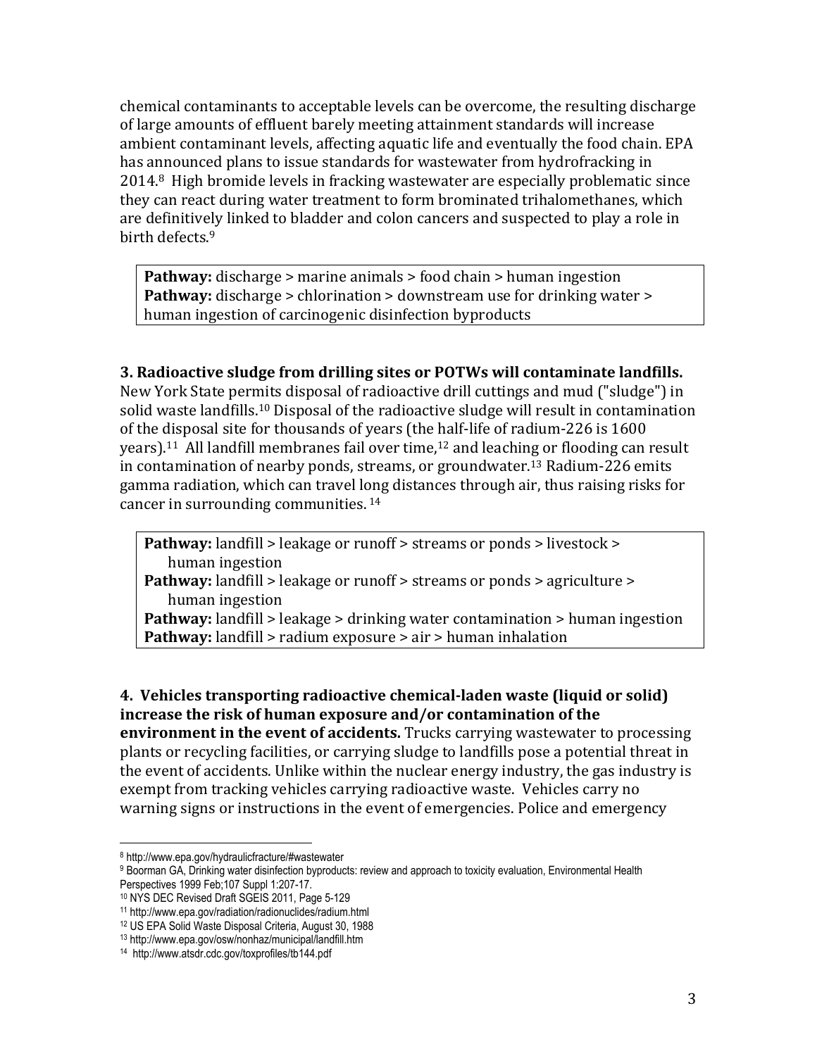chemical contaminants to acceptable levels can be overcome, the resulting discharge of large amounts of effluent barely meeting attainment standards will increase ambient contaminant levels, affecting aquatic life and eventually the food chain. EPA has announced plans to issue standards for wastewater from hydrofracking in 2014.[8] High bromide levels in fracking wastewater are especially problematic since they can react during water treatment to form brominated trihalomethanes, which are definitively linked to bladder and colon cancers and suspected to play a role in birth defects.[9]

> **Pathway:** discharge > marine animals > food chain > human ingestion
> **Pathway:** discharge > chlorination > downstream use for drinking water > human ingestion of carcinogenic disinfection byproducts

**3. Radioactive sludge from drilling sites or POTWs will contaminate landfills.** New York State permits disposal of radioactive drill cuttings and mud ("sludge") in solid waste landfills.[10] Disposal of the radioactive sludge will result in contamination of the disposal site for thousands of years (the half-life of radium-226 is 1600 years).[11] All landfill membranes fail over time,[12] and leaching or flooding can result in contamination of nearby ponds, streams, or groundwater.[13] Radium-226 emits gamma radiation, which can travel long distances through air, thus raising risks for cancer in surrounding communities.[14]

> **Pathway:** landfill > leakage or runoff > streams or ponds > livestock > human ingestion
> **Pathway:** landfill > leakage or runoff > streams or ponds > agriculture > human ingestion
> **Pathway:** landfill > leakage > drinking water contamination > human ingestion
> **Pathway:** landfill > radium exposure > air > human inhalation

**4. Vehicles transporting radioactive chemical-laden waste (liquid or solid) increase the risk of human exposure and/or contamination of the environment in the event of accidents.** Trucks carrying wastewater to processing plants or recycling facilities, or carrying sludge to landfills pose a potential threat in the event of accidents. Unlike within the nuclear energy industry, the gas industry is exempt from tracking vehicles carrying radioactive waste. Vehicles carry no warning signs or instructions in the event of emergencies. Police and emergency

---

[8] http://www.epa.gov/hydraulicfracture/#wastewater

[9] Boorman GA, Drinking water disinfection byproducts: review and approach to toxicity evaluation, Environmental Health Perspectives 1999 Feb;107 Suppl 1:207-17.

[10] NYS DEC Revised Draft SGEIS 2011, Page 5-129

[11] http://www.epa.gov/radiation/radionuclides/radium.html

[12] US EPA Solid Waste Disposal Criteria, August 30, 1988

[13] http://www.epa.gov/osw/nonhaz/municipal/landfill.htm

[14] http://www.atsdr.cdc.gov/toxprofiles/tb144.pdf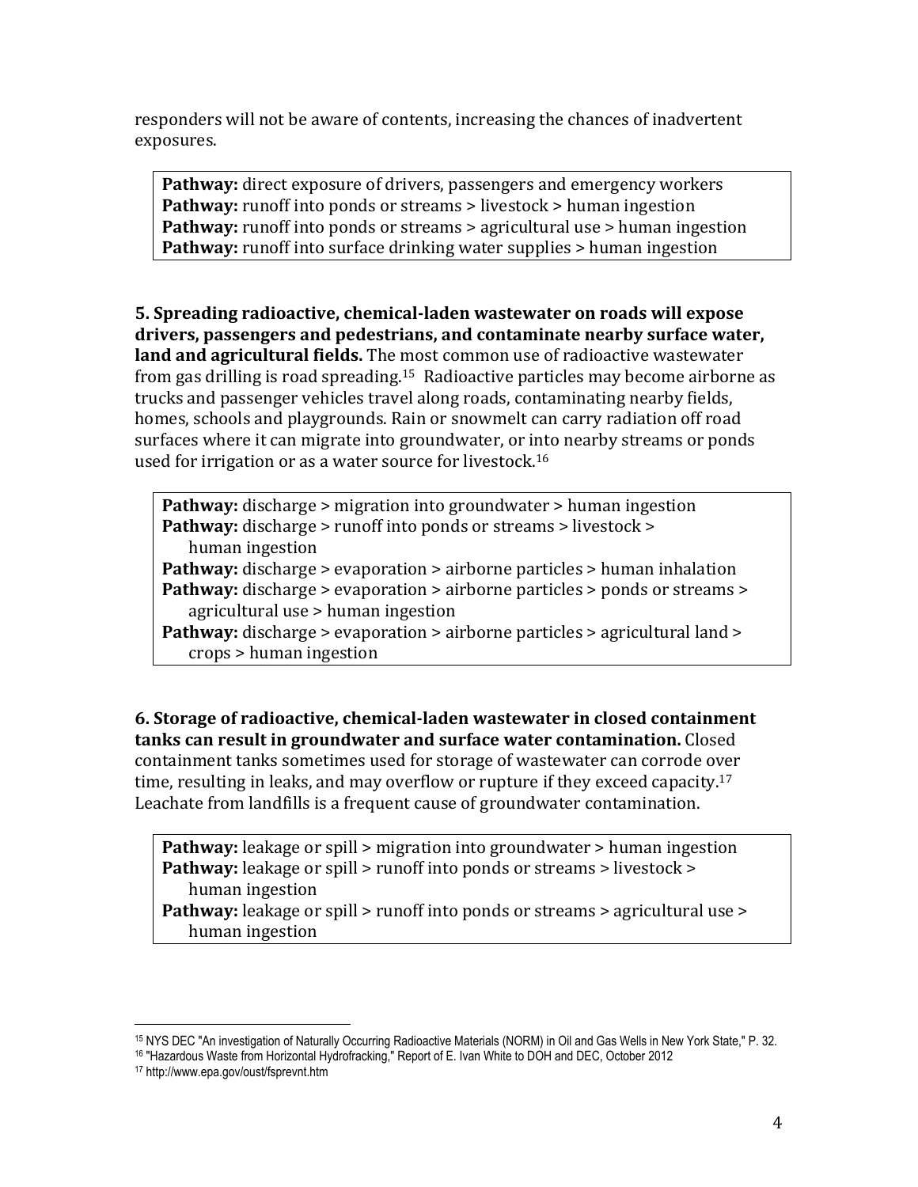responders will not be aware of contents, increasing the chances of inadvertent exposures.

> **Pathway:** direct exposure of drivers, passengers and emergency workers
> **Pathway:** runoff into ponds or streams > livestock > human ingestion
> **Pathway:** runoff into ponds or streams > agricultural use > human ingestion
> **Pathway:** runoff into surface drinking water supplies > human ingestion

**5. Spreading radioactive, chemical-laden wastewater on roads will expose drivers, passengers and pedestrians, and contaminate nearby surface water, land and agricultural fields.** The most common use of radioactive wastewater from gas drilling is road spreading.[15] Radioactive particles may become airborne as trucks and passenger vehicles travel along roads, contaminating nearby fields, homes, schools and playgrounds. Rain or snowmelt can carry radiation off road surfaces where it can migrate into groundwater, or into nearby streams or ponds used for irrigation or as a water source for livestock.[16]

> **Pathway:** discharge > migration into groundwater > human ingestion
> **Pathway:** discharge > runoff into ponds or streams > livestock > human ingestion
> **Pathway:** discharge > evaporation > airborne particles > human inhalation
> **Pathway:** discharge > evaporation > airborne particles > ponds or streams > agricultural use > human ingestion
> **Pathway:** discharge > evaporation > airborne particles > agricultural land > crops > human ingestion

**6. Storage of radioactive, chemical-laden wastewater in closed containment tanks can result in groundwater and surface water contamination.** Closed containment tanks sometimes used for storage of wastewater can corrode over time, resulting in leaks, and may overflow or rupture if they exceed capacity.[17] Leachate from landfills is a frequent cause of groundwater contamination.

> **Pathway:** leakage or spill > migration into groundwater > human ingestion
> **Pathway:** leakage or spill > runoff into ponds or streams > livestock > human ingestion
> **Pathway:** leakage or spill > runoff into ponds or streams > agricultural use > human ingestion

---

[15] NYS DEC "An investigation of Naturally Occurring Radioactive Materials (NORM) in Oil and Gas Wells in New York State," P. 32.

[16] "Hazardous Waste from Horizontal Hydrofracking," Report of E. Ivan White to DOH and DEC, October 2012

[17] http://www.epa.gov/oust/fsprevnt.htm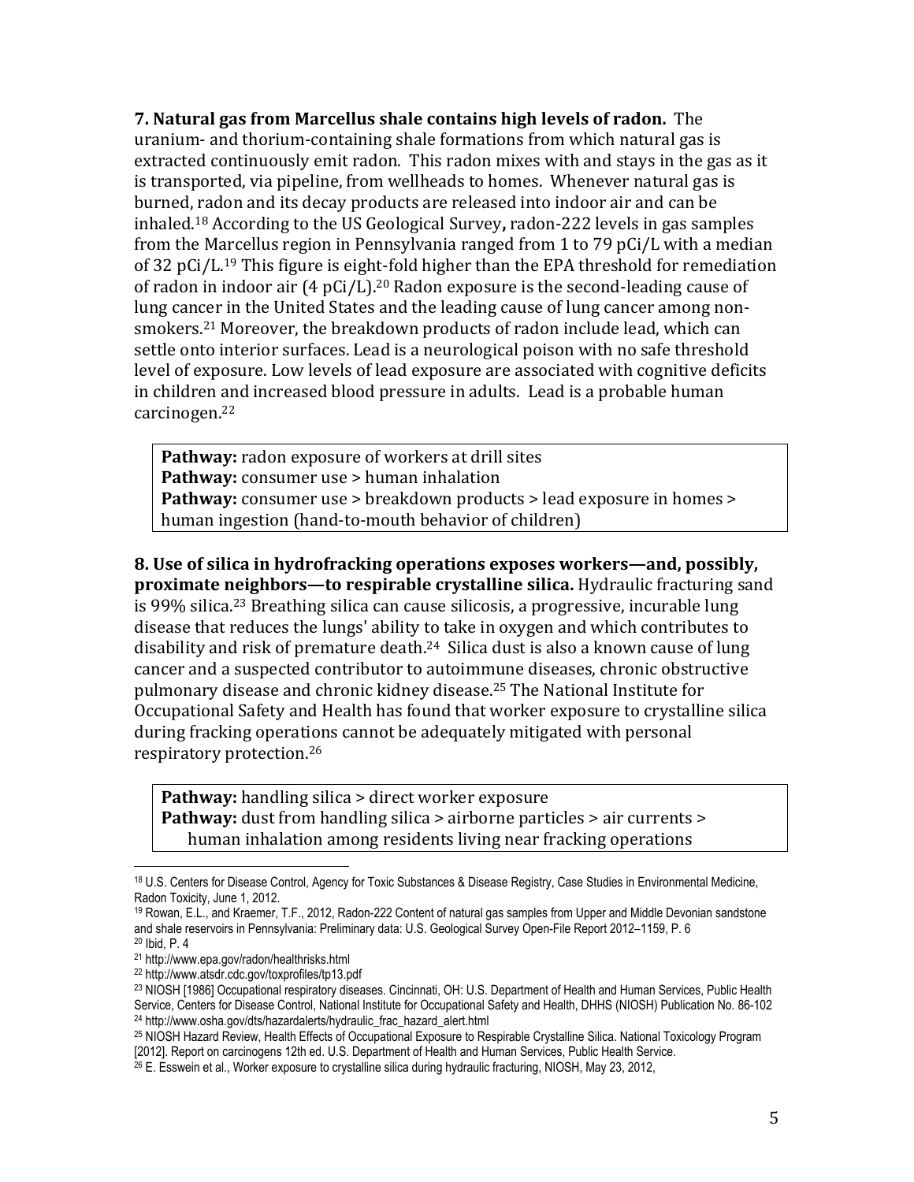**7. Natural gas from Marcellus shale contains high levels of radon.** The uranium- and thorium-containing shale formations from which natural gas is extracted continuously emit radon. This radon mixes with and stays in the gas as it is transported, via pipeline, from wellheads to homes. Whenever natural gas is burned, radon and its decay products are released into indoor air and can be inhaled.[18] According to the US Geological Survey**,** radon-222 levels in gas samples from the Marcellus region in Pennsylvania ranged from 1 to 79 pCi/L with a median of 32 pCi/L.[19] This figure is eight-fold higher than the EPA threshold for remediation of radon in indoor air (4 pCi/L).[20] Radon exposure is the second-leading cause of lung cancer in the United States and the leading cause of lung cancer among non-smokers.[21] Moreover, the breakdown products of radon include lead, which can settle onto interior surfaces. Lead is a neurological poison with no safe threshold level of exposure. Low levels of lead exposure are associated with cognitive deficits in children and increased blood pressure in adults. Lead is a probable human carcinogen.[22]

> **Pathway:** radon exposure of workers at drill sites
> **Pathway:** consumer use > human inhalation
> **Pathway:** consumer use > breakdown products > lead exposure in homes > human ingestion (hand-to-mouth behavior of children)

**8. Use of silica in hydrofracking operations exposes workers—and, possibly, proximate neighbors—to respirable crystalline silica.** Hydraulic fracturing sand is 99% silica.[23] Breathing silica can cause silicosis, a progressive, incurable lung disease that reduces the lungs' ability to take in oxygen and which contributes to disability and risk of premature death.[24] Silica dust is also a known cause of lung cancer and a suspected contributor to autoimmune diseases, chronic obstructive pulmonary disease and chronic kidney disease.[25] The National Institute for Occupational Safety and Health has found that worker exposure to crystalline silica during fracking operations cannot be adequately mitigated with personal respiratory protection.[26]

> **Pathway:** handling silica > direct worker exposure
> **Pathway:** dust from handling silica > airborne particles > air currents > human inhalation among residents living near fracking operations

---

[18] U.S. Centers for Disease Control, Agency for Toxic Substances & Disease Registry, Case Studies in Environmental Medicine, Radon Toxicity, June 1, 2012.

[19] Rowan, E.L., and Kraemer, T.F., 2012, Radon-222 Content of natural gas samples from Upper and Middle Devonian sandstone and shale reservoirs in Pennsylvania: Preliminary data: U.S. Geological Survey Open-File Report 2012–1159, P. 6

[20] Ibid, P. 4

[21] http://www.epa.gov/radon/healthrisks.html

[22] http://www.atsdr.cdc.gov/toxprofiles/tp13.pdf

[23] NIOSH [1986] Occupational respiratory diseases. Cincinnati, OH: U.S. Department of Health and Human Services, Public Health Service, Centers for Disease Control, National Institute for Occupational Safety and Health, DHHS (NIOSH) Publication No. 86-102

[24] http://www.osha.gov/dts/hazardalerts/hydraulic_frac_hazard_alert.html

[25] NIOSH Hazard Review, Health Effects of Occupational Exposure to Respirable Crystalline Silica. National Toxicology Program [2012]. Report on carcinogens 12th ed. U.S. Department of Health and Human Services, Public Health Service.

[26] E. Esswein et al., Worker exposure to crystalline silica during hydraulic fracturing, NIOSH, May 23, 2012,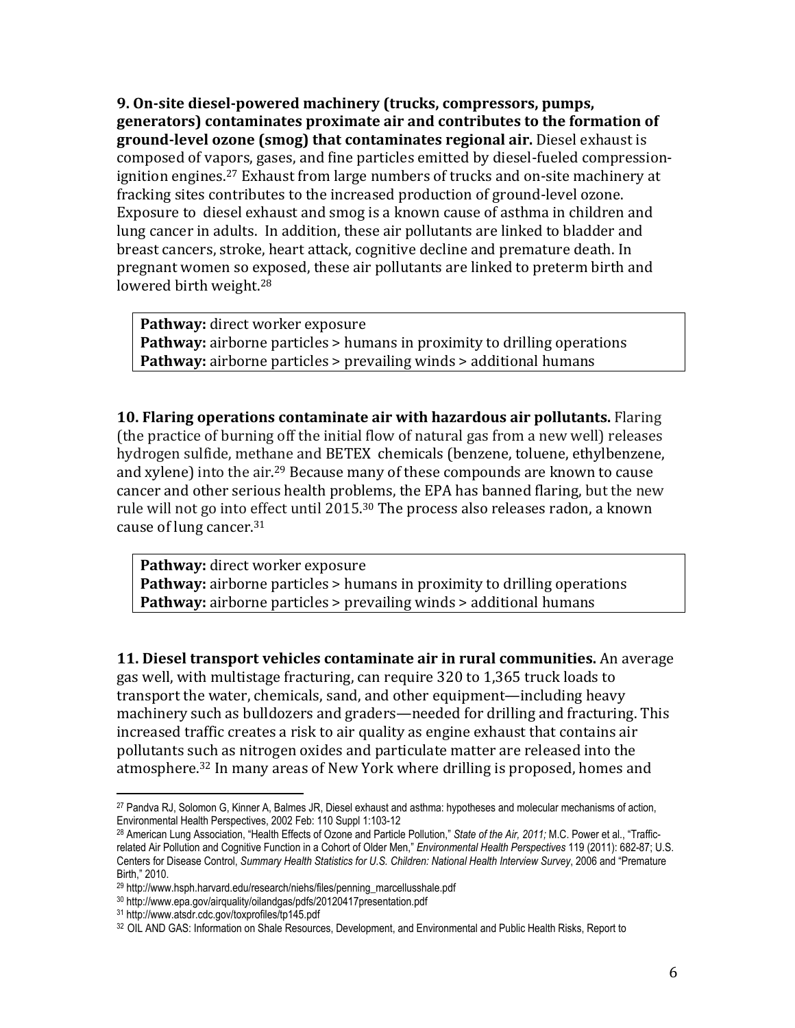**9. On-site diesel-powered machinery (trucks, compressors, pumps, generators) contaminates proximate air and contributes to the formation of ground-level ozone (smog) that contaminates regional air.** Diesel exhaust is composed of vapors, gases, and fine particles emitted by diesel-fueled compression-ignition engines.[27] Exhaust from large numbers of trucks and on-site machinery at fracking sites contributes to the increased production of ground-level ozone. Exposure to diesel exhaust and smog is a known cause of asthma in children and lung cancer in adults. In addition, these air pollutants are linked to bladder and breast cancers, stroke, heart attack, cognitive decline and premature death. In pregnant women so exposed, these air pollutants are linked to preterm birth and lowered birth weight.[28]

> **Pathway:** direct worker exposure
> **Pathway:** airborne particles > humans in proximity to drilling operations
> **Pathway:** airborne particles > prevailing winds > additional humans

**10. Flaring operations contaminate air with hazardous air pollutants.** Flaring (the practice of burning off the initial flow of natural gas from a new well) releases hydrogen sulfide, methane and BETEX chemicals (benzene, toluene, ethylbenzene, and xylene) into the air.[29] Because many of these compounds are known to cause cancer and other serious health problems, the EPA has banned flaring, but the new rule will not go into effect until 2015.[30] The process also releases radon, a known cause of lung cancer.[31]

> **Pathway:** direct worker exposure
> **Pathway:** airborne particles > humans in proximity to drilling operations
> **Pathway:** airborne particles > prevailing winds > additional humans

**11. Diesel transport vehicles contaminate air in rural communities.** An average gas well, with multistage fracturing, can require 320 to 1,365 truck loads to transport the water, chemicals, sand, and other equipment—including heavy machinery such as bulldozers and graders—needed for drilling and fracturing. This increased traffic creates a risk to air quality as engine exhaust that contains air pollutants such as nitrogen oxides and particulate matter are released into the atmosphere.[32] In many areas of New York where drilling is proposed, homes and

---

[27] Pandva RJ, Solomon G, Kinner A, Balmes JR, Diesel exhaust and asthma: hypotheses and molecular mechanisms of action, Environmental Health Perspectives, 2002 Feb: 110 Suppl 1:103-12

[28] American Lung Association, "Health Effects of Ozone and Particle Pollution," *State of the Air, 2011;* M.C. Power et al., "Traffic-related Air Pollution and Cognitive Function in a Cohort of Older Men," *Environmental Health Perspectives* 119 (2011): 682-87; U.S. Centers for Disease Control, *Summary Health Statistics for U.S. Children: National Health Interview Survey*, 2006 and "Premature Birth," 2010.

[29] http://www.hsph.harvard.edu/research/niehs/files/penning_marcellusshale.pdf

[30] http://www.epa.gov/airquality/oilandgas/pdfs/20120417presentation.pdf

[31] http://www.atsdr.cdc.gov/toxprofiles/tp145.pdf

[32] OIL AND GAS: Information on Shale Resources, Development, and Environmental and Public Health Risks, Report to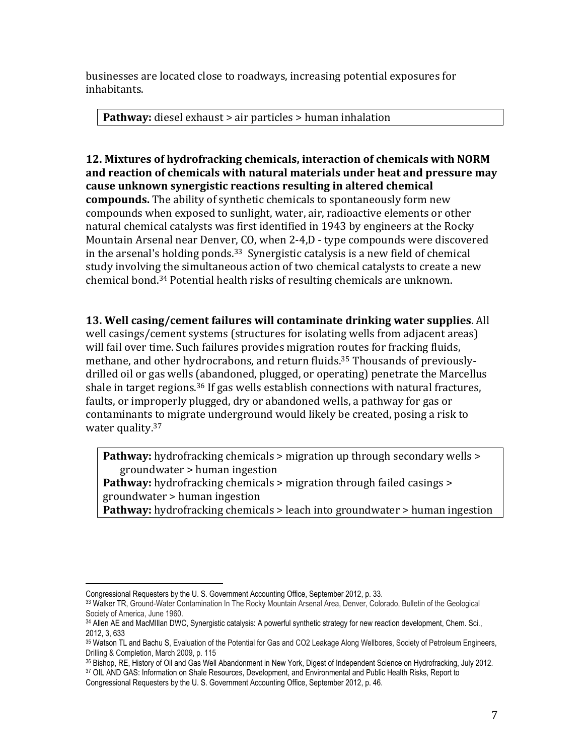businesses are located close to roadways, increasing potential exposures for inhabitants.

**Pathway:** diesel exhaust > air particles > human inhalation

**12. Mixtures of hydrofracking chemicals, interaction of chemicals with NORM and reaction of chemicals with natural materials under heat and pressure may cause unknown synergistic reactions resulting in altered chemical compounds.** The ability of synthetic chemicals to spontaneously form new compounds when exposed to sunlight, water, air, radioactive elements or other natural chemical catalysts was first identified in 1943 by engineers at the Rocky Mountain Arsenal near Denver, CO, when 2-4,D - type compounds were discovered in the arsenal's holding ponds.[33] Synergistic catalysis is a new field of chemical study involving the simultaneous action of two chemical catalysts to create a new chemical bond.[34] Potential health risks of resulting chemicals are unknown.

**13. Well casing/cement failures will contaminate drinking water supplies**. All well casings/cement systems (structures for isolating wells from adjacent areas) will fail over time. Such failures provides migration routes for fracking fluids, methane, and other hydrocrabons, and return fluids.[35] Thousands of previously-drilled oil or gas wells (abandoned, plugged, or operating) penetrate the Marcellus shale in target regions.[36] If gas wells establish connections with natural fractures, faults, or improperly plugged, dry or abandoned wells, a pathway for gas or contaminants to migrate underground would likely be created, posing a risk to water quality.[37]

**Pathway:** hydrofracking chemicals > migration up through secondary wells > groundwater > human ingestion
**Pathway:** hydrofracking chemicals > migration through failed casings > groundwater > human ingestion
**Pathway:** hydrofracking chemicals > leach into groundwater > human ingestion

---

Congressional Requesters by the U. S. Government Accounting Office, September 2012, p. 33.

[33] Walker TR, Ground-Water Contamination In The Rocky Mountain Arsenal Area, Denver, Colorado, Bulletin of the Geological Society of America, June 1960.

[34] Allen AE and MacMIllan DWC, Synergistic catalysis: A powerful synthetic strategy for new reaction development, Chem. Sci., 2012, 3, 633

[35] Watson TL and Bachu S, Evaluation of the Potential for Gas and CO2 Leakage Along Wellbores, Society of Petroleum Engineers, Drilling & Completion, March 2009, p. 115

[36] Bishop, RE, History of Oil and Gas Well Abandonment in New York, Digest of Independent Science on Hydrofracking, July 2012.

[37] OIL AND GAS: Information on Shale Resources, Development, and Environmental and Public Health Risks, Report to Congressional Requesters by the U. S. Government Accounting Office, September 2012, p. 46.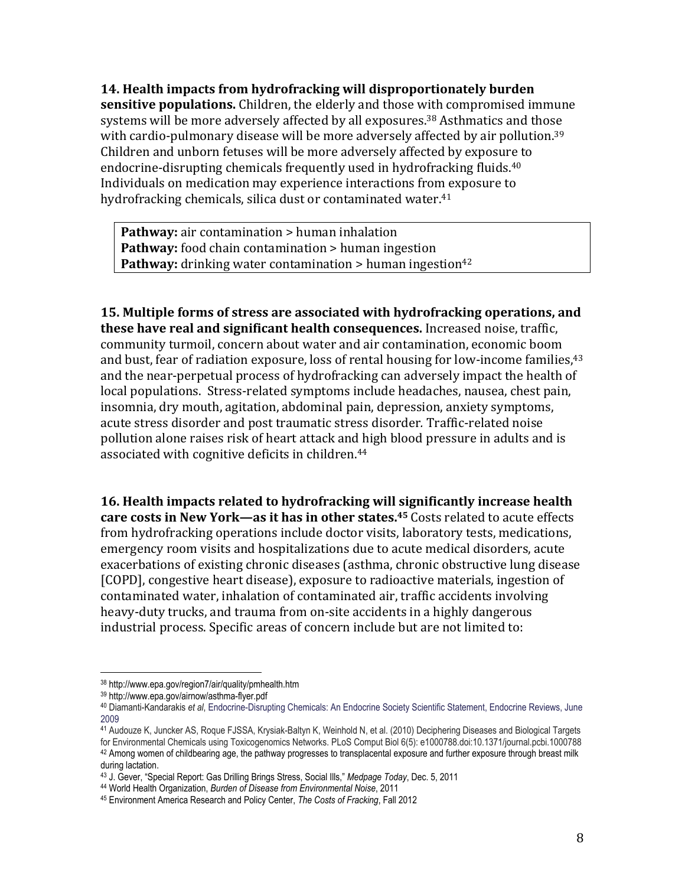**14. Health impacts from hydrofracking will disproportionately burden sensitive populations.** Children, the elderly and those with compromised immune systems will be more adversely affected by all exposures.[38] Asthmatics and those with cardio-pulmonary disease will be more adversely affected by air pollution.[39] Children and unborn fetuses will be more adversely affected by exposure to endocrine-disrupting chemicals frequently used in hydrofracking fluids.[40] Individuals on medication may experience interactions from exposure to hydrofracking chemicals, silica dust or contaminated water.[41]

> **Pathway:** air contamination > human inhalation
> **Pathway:** food chain contamination > human ingestion
> **Pathway:** drinking water contamination > human ingestion[42]

**15. Multiple forms of stress are associated with hydrofracking operations, and these have real and significant health consequences.** Increased noise, traffic, community turmoil, concern about water and air contamination, economic boom and bust, fear of radiation exposure, loss of rental housing for low-income families,[43] and the near-perpetual process of hydrofracking can adversely impact the health of local populations. Stress-related symptoms include headaches, nausea, chest pain, insomnia, dry mouth, agitation, abdominal pain, depression, anxiety symptoms, acute stress disorder and post traumatic stress disorder. Traffic-related noise pollution alone raises risk of heart attack and high blood pressure in adults and is associated with cognitive deficits in children.[44]

**16. Health impacts related to hydrofracking will significantly increase health care costs in New York—as it has in other states.[45]** Costs related to acute effects from hydrofracking operations include doctor visits, laboratory tests, medications, emergency room visits and hospitalizations due to acute medical disorders, acute exacerbations of existing chronic diseases (asthma, chronic obstructive lung disease [COPD], congestive heart disease), exposure to radioactive materials, ingestion of contaminated water, inhalation of contaminated air, traffic accidents involving heavy-duty trucks, and trauma from on-site accidents in a highly dangerous industrial process. Specific areas of concern include but are not limited to:

---

[38] http://www.epa.gov/region7/air/quality/pmhealth.htm

[39] http://www.epa.gov/airnow/asthma-flyer.pdf

[40] Diamanti-Kandarakis *et al*, Endocrine-Disrupting Chemicals: An Endocrine Society Scientific Statement, Endocrine Reviews, June 2009

[41] Audouze K, Juncker AS, Roque FJSSA, Krysiak-Baltyn K, Weinhold N, et al. (2010) Deciphering Diseases and Biological Targets for Environmental Chemicals using Toxicogenomics Networks. PLoS Comput Biol 6(5): e1000788.doi:10.1371/journal.pcbi.1000788

[42] Among women of childbearing age, the pathway progresses to transplacental exposure and further exposure through breast milk during lactation.

[43] J. Gever, "Special Report: Gas Drilling Brings Stress, Social Ills," *Medpage Today*, Dec. 5, 2011

[44] World Health Organization, *Burden of Disease from Environmental Noise*, 2011

[45] Environment America Research and Policy Center, *The Costs of Fracking*, Fall 2012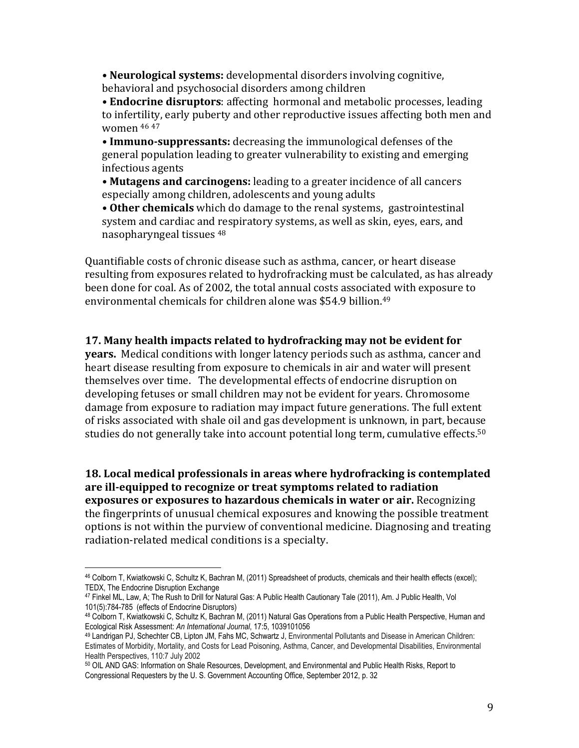- **Neurological systems:** developmental disorders involving cognitive, behavioral and psychosocial disorders among children
- **Endocrine disruptors**: affecting hormonal and metabolic processes, leading to infertility, early puberty and other reproductive issues affecting both men and women [46] [47]
- **Immuno-suppressants:** decreasing the immunological defenses of the general population leading to greater vulnerability to existing and emerging infectious agents
- **Mutagens and carcinogens:** leading to a greater incidence of all cancers especially among children, adolescents and young adults
- **Other chemicals** which do damage to the renal systems, gastrointestinal system and cardiac and respiratory systems, as well as skin, eyes, ears, and nasopharyngeal tissues [48]

Quantifiable costs of chronic disease such as asthma, cancer, or heart disease resulting from exposures related to hydrofracking must be calculated, as has already been done for coal. As of 2002, the total annual costs associated with exposure to environmental chemicals for children alone was $54.9 billion.[49]

**17. Many health impacts related to hydrofracking may not be evident for years.** Medical conditions with longer latency periods such as asthma, cancer and heart disease resulting from exposure to chemicals in air and water will present themselves over time. The developmental effects of endocrine disruption on developing fetuses or small children may not be evident for years. Chromosome damage from exposure to radiation may impact future generations. The full extent of risks associated with shale oil and gas development is unknown, in part, because studies do not generally take into account potential long term, cumulative effects.[50]

**18. Local medical professionals in areas where hydrofracking is contemplated are ill-equipped to recognize or treat symptoms related to radiation exposures or exposures to hazardous chemicals in water or air.** Recognizing the fingerprints of unusual chemical exposures and knowing the possible treatment options is not within the purview of conventional medicine. Diagnosing and treating radiation-related medical conditions is a specialty.

---

[46] Colborn T, Kwiatkowski C, Schultz K, Bachran M, (2011) Spreadsheet of products, chemicals and their health effects (excel); TEDX, The Endocrine Disruption Exchange

[47] Finkel ML, Law, A; The Rush to Drill for Natural Gas: A Public Health Cautionary Tale (2011), Am. J Public Health, Vol 101(5):784-785 (effects of Endocrine Disruptors)

[48] Colborn T, Kwiatkowski C, Schultz K, Bachran M, (2011) Natural Gas Operations from a Public Health Perspective, Human and Ecological Risk Assessment: *An International Journal*, 17:5, 1039101056

[49] Landrigan PJ, Schechter CB, Lipton JM, Fahs MC, Schwartz J, Environmental Pollutants and Disease in American Children: Estimates of Morbidity, Mortality, and Costs for Lead Poisoning, Asthma, Cancer, and Developmental Disabilities, Environmental Health Perspectives, 110:7 July 2002

[50] OIL AND GAS: Information on Shale Resources, Development, and Environmental and Public Health Risks, Report to Congressional Requesters by the U. S. Government Accounting Office, September 2012, p. 32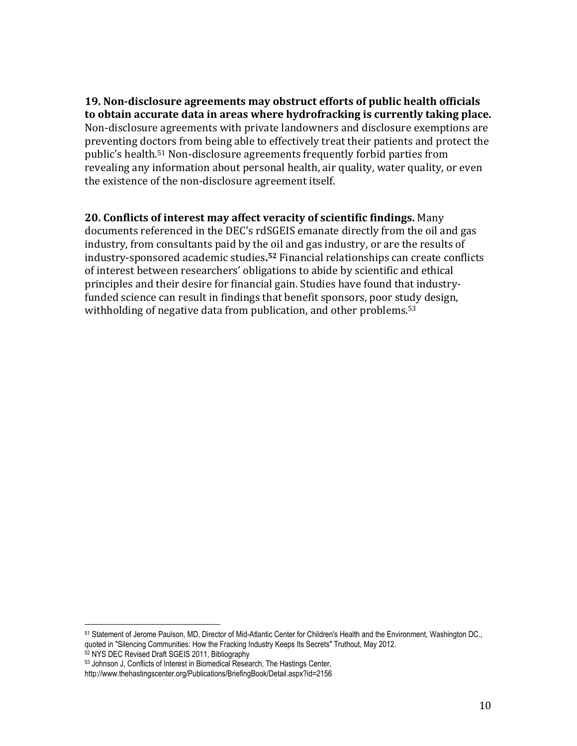**19. Non-disclosure agreements may obstruct efforts of public health officials to obtain accurate data in areas where hydrofracking is currently taking place.** Non-disclosure agreements with private landowners and disclosure exemptions are preventing doctors from being able to effectively treat their patients and protect the public's health.[51] Non-disclosure agreements frequently forbid parties from revealing any information about personal health, air quality, water quality, or even the existence of the non-disclosure agreement itself.

**20. Conflicts of interest may affect veracity of scientific findings.** Many documents referenced in the DEC's rdSGEIS emanate directly from the oil and gas industry, from consultants paid by the oil and gas industry, or are the results of industry-sponsored academic studies**.[52]** Financial relationships can create conflicts of interest between researchers' obligations to abide by scientific and ethical principles and their desire for financial gain. Studies have found that industry-funded science can result in findings that benefit sponsors, poor study design, withholding of negative data from publication, and other problems.[53]

---

[51] Statement of Jerome Paulson, MD, Director of Mid-Atlantic Center for Children's Health and the Environment, Washington DC., quoted in "Silencing Communities: How the Fracking Industry Keeps Its Secrets" Truthout, May 2012.

[52] NYS DEC Revised Draft SGEIS 2011, Bibliography

[53] Johnson J, Conflicts of Interest in Biomedical Research, The Hastings Center, http://www.thehastingscenter.org/Publications/BriefingBook/Detail.aspx?id=2156